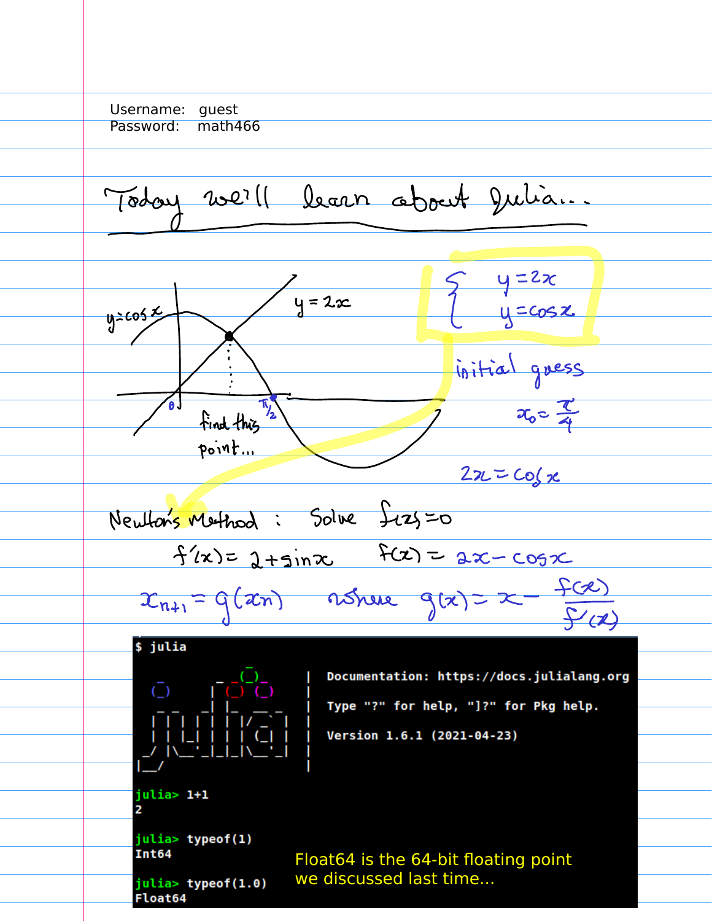Username: guest
Password: math466

# Today we'll learn about Julia...

$y = \cos x$ $\quad$ $y = 2x$

$0$ $\quad$ $\frac{\pi}{2}$

find this point...

$$\begin{cases} y = 2x \\ y = \cos x \end{cases}$$

initial guess

$$x_0 = \frac{\pi}{4}$$

$$2x = \cos x$$

Newton's Method : Solve $f(x) = 0$

$f'(x) = 2 + \sin x \qquad f(x) = 2x - \cos x$

$$x_{n+1} = g(x_n) \quad \text{where} \quad g(x) = x - \frac{f(x)}{f'(x)}$$

```
$ julia
               _
   _       _ _(_)_     |  Documentation: https://docs.julialang.org
  (_)     | (_) (_)    |
   _ _   _| |_  __ _   |  Type "?" for help, "]?" for Pkg help.
  | | | | | | |/ _` |  |
  | | |_| | | | (_| |  |  Version 1.6.1 (2021-04-23)
 _/ |\__'_|_|_|\__'_|  |
|__/                   |

julia> 1+1
2

julia> typeof(1)
Int64

julia> typeof(1.0)
Float64
```

Float64 is the 64-bit floating point we discussed last time...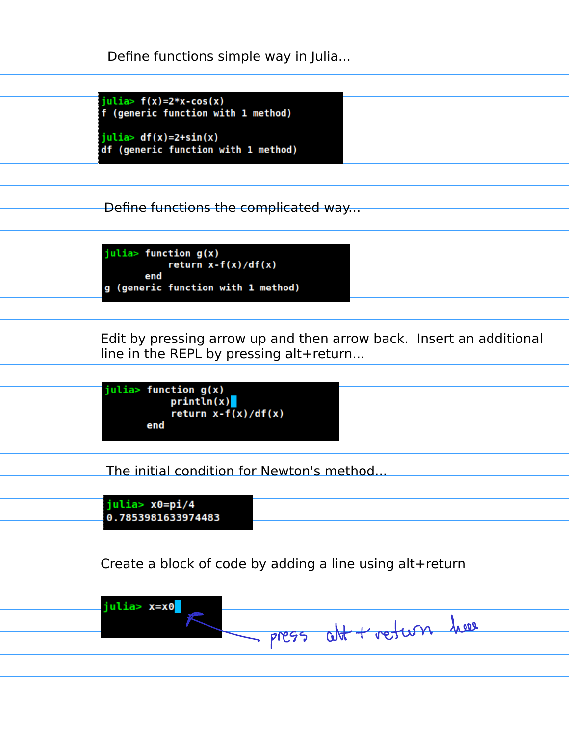Define functions simple way in Julia...

```
julia> f(x)=2*x-cos(x)
f (generic function with 1 method)

julia> df(x)=2+sin(x)
df (generic function with 1 method)
```

Define functions the complicated way...

```
julia> function g(x)
           return x-f(x)/df(x)
       end
g (generic function with 1 method)
```

Edit by pressing arrow up and then arrow back. Insert an additional line in the REPL by pressing alt+return...

```
julia> function g(x)
           println(x)
           return x-f(x)/df(x)
       end
```

The initial condition for Newton's method...

```
julia> x0=pi/4
0.7853981633974483
```

Create a block of code by adding a line using alt+return

```
julia> x=x0
```

press alt + return here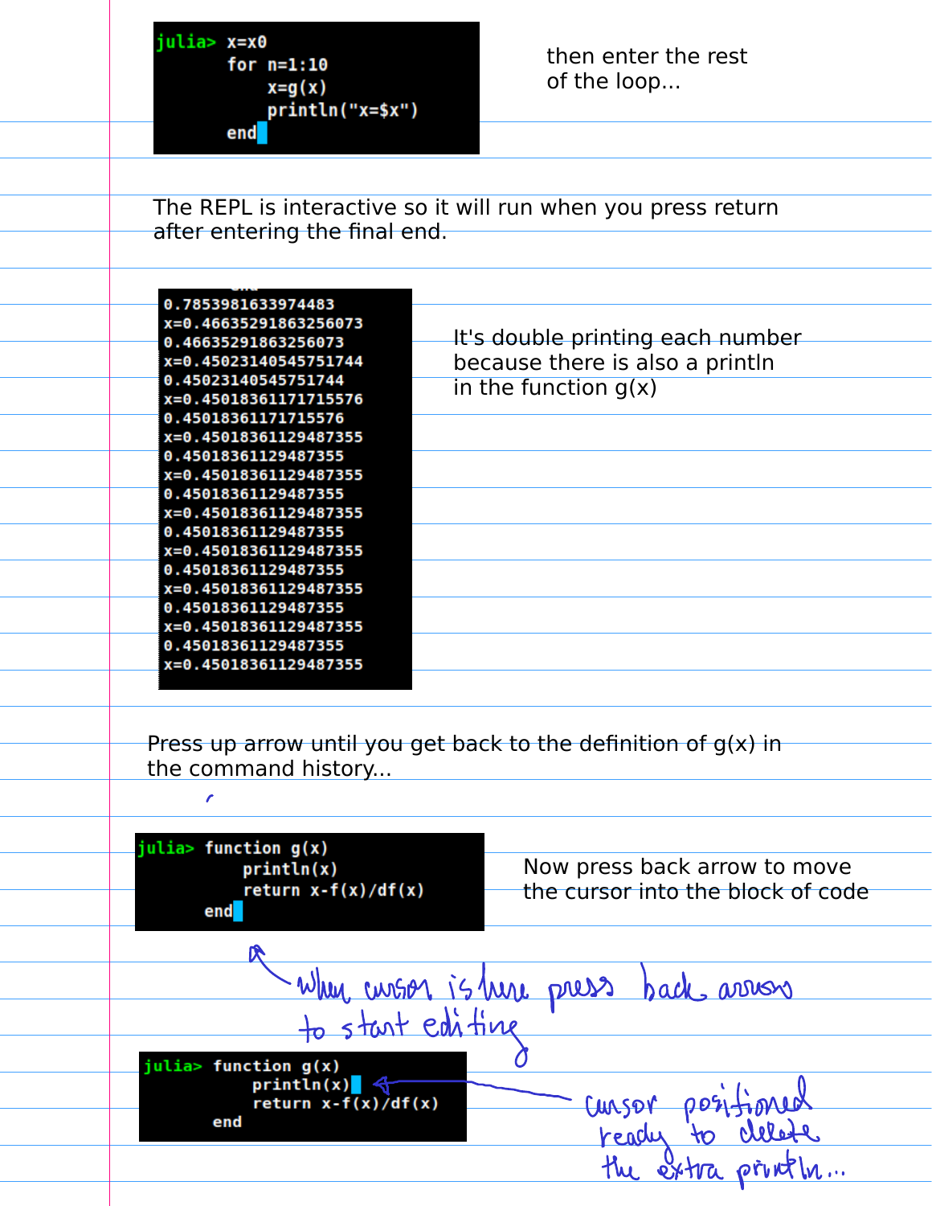```
julia> x=x0
       for n=1:10
           x=g(x)
           println("x=$x")
       end
```

then enter the rest of the loop...

The REPL is interactive so it will run when you press return after entering the final end.

```
0.7853981633974483
x=0.46635291863256073
0.46635291863256073
x=0.45023140545751744
0.45023140545751744
x=0.45018361171715576
0.45018361171715576
x=0.45018361129487355
0.45018361129487355
x=0.45018361129487355
0.45018361129487355
x=0.45018361129487355
0.45018361129487355
x=0.45018361129487355
0.45018361129487355
x=0.45018361129487355
0.45018361129487355
x=0.45018361129487355
0.45018361129487355
x=0.45018361129487355
```

It's double printing each number because there is also a println in the function g(x)

Press up arrow until you get back to the definition of g(x) in the command history...

```
julia> function g(x)
           println(x)
           return x-f(x)/df(x)
       end
```

Now press back arrow to move the cursor into the block of code

When cursor is here press back arrows to start editing

```
julia> function g(x)
           println(x)
           return x-f(x)/df(x)
       end
```

cursor positioned ready to delete the extra println...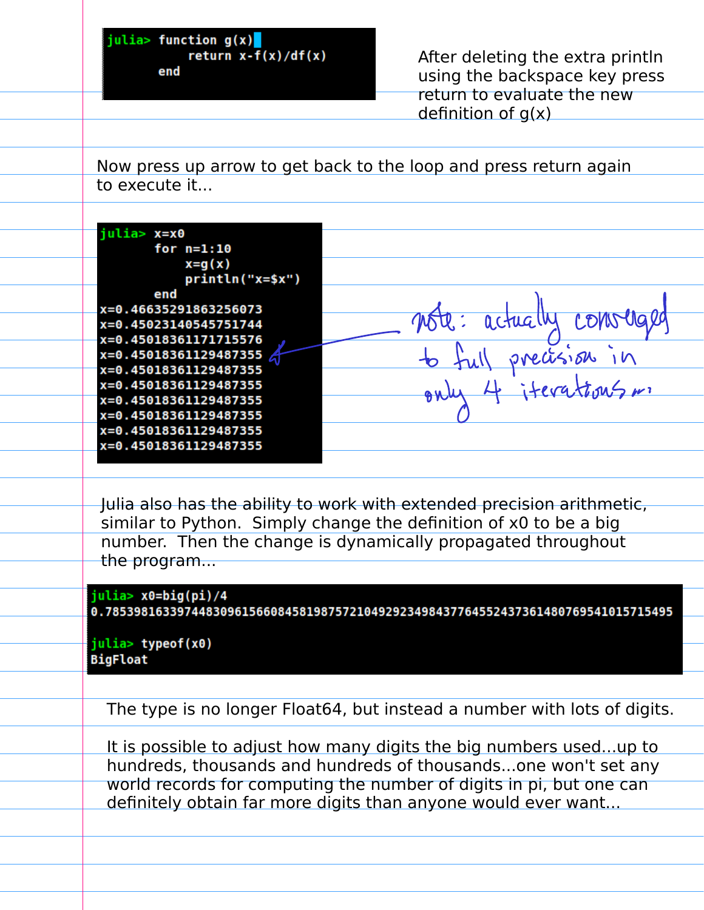```
julia> function g(x)
           return x-f(x)/df(x)
       end
```

After deleting the extra println using the backspace key press return to evaluate the new definition of g(x)

Now press up arrow to get back to the loop and press return again to execute it...

```
julia> x=x0
       for n=1:10
           x=g(x)
           println("x=$x")
       end
x=0.46635291863256073
x=0.45023140545751744
x=0.45018361171715576
x=0.45018361129487355
x=0.45018361129487355
x=0.45018361129487355
x=0.45018361129487355
x=0.45018361129487355
x=0.45018361129487355
x=0.45018361129487355
```

note: actually converged to full precision in only 4 iterations...

Julia also has the ability to work with extended precision arithmetic, similar to Python. Simply change the definition of x0 to be a big number. Then the change is dynamically propagated throughout the program...

```
julia> x0=big(pi)/4
0.7853981633974483096156608458198757210492923498437764552437361480769541015715495

julia> typeof(x0)
BigFloat
```

The type is no longer Float64, but instead a number with lots of digits.

It is possible to adjust how many digits the big numbers used...up to hundreds, thousands and hundreds of thousands...one won't set any world records for computing the number of digits in pi, but one can definitely obtain far more digits than anyone would ever want...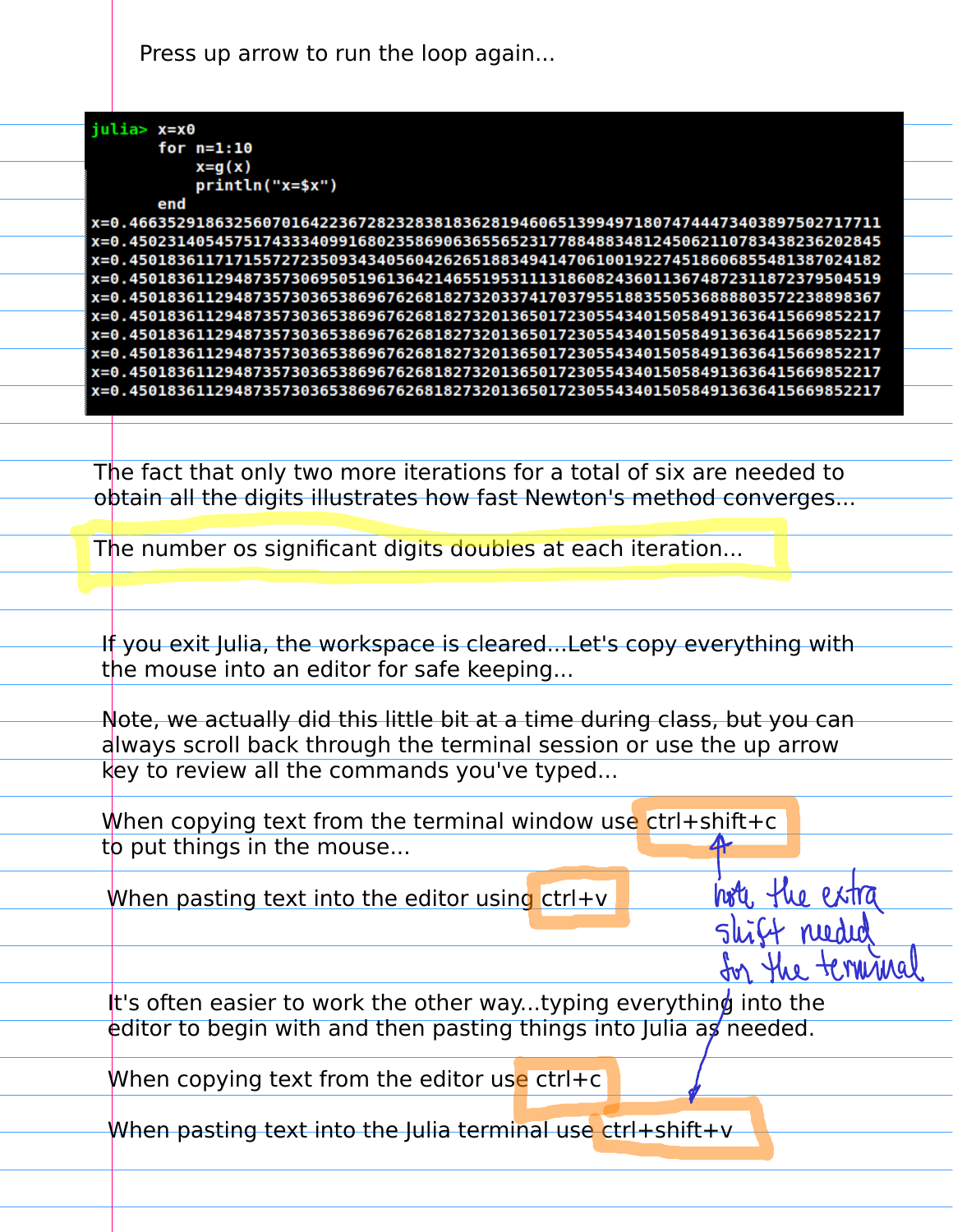Press up arrow to run the loop again...

```
julia> x=x0
       for n=1:10
           x=g(x)
           println("x=$x")
       end
x=0.4663529186325607016422367282328381836281946065139949718074744473403897502717711
x=0.4502314054575174333409916802358690636556523177884883481245062110783438236202845
x=0.4501836117171557272350934340560426265188349414706100192274518606855481387024182
x=0.4501836112948735730695051961364214655195311131860824360113674872311872379504519
x=0.4501836112948735730365386967626818273203374170379551883550536888803572238898367
x=0.4501836112948735730365386967626818273201365017230554340150584913636415669852217
x=0.4501836112948735730365386967626818273201365017230554340150584913636415669852217
x=0.4501836112948735730365386967626818273201365017230554340150584913636415669852217
x=0.4501836112948735730365386967626818273201365017230554340150584913636415669852217
x=0.4501836112948735730365386967626818273201365017230554340150584913636415669852217
```

The fact that only two more iterations for a total of six are needed to obtain all the digits illustrates how fast Newton's method converges...

The number os significant digits doubles at each iteration...

If you exit Julia, the workspace is cleared...Let's copy everything with the mouse into an editor for safe keeping...

Note, we actually did this little bit at a time during class, but you can always scroll back through the terminal session or use the up arrow key to review all the commands you've typed...

When copying text from the terminal window use ctrl+shift+c to put things in the mouse...

When pasting text into the editor using ctrl+v

note the extra shift needed for the terminal

It's often easier to work the other way...typing everything into the editor to begin with and then pasting things into Julia as needed.

When copying text from the editor use ctrl+c

When pasting text into the Julia terminal use ctrl+shift+v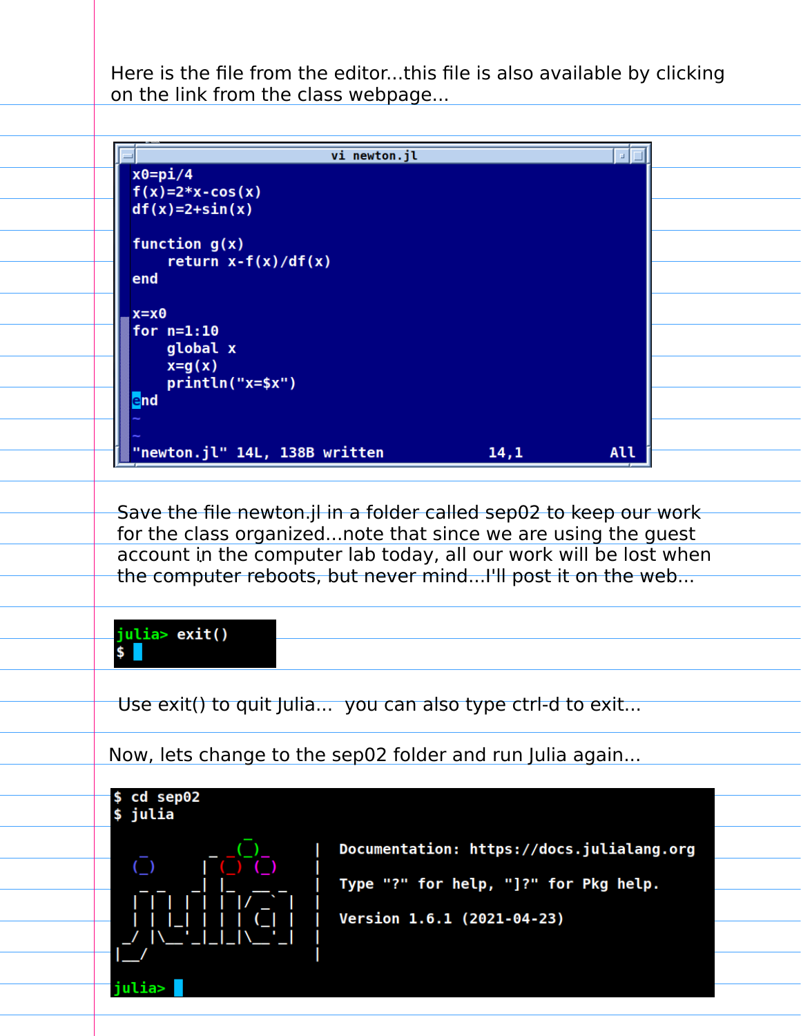Here is the file from the editor...this file is also available by clicking on the link from the class webpage...

```
vi newton.jl
x0=pi/4
f(x)=2*x-cos(x)
df(x)=2+sin(x)

function g(x)
    return x-f(x)/df(x)
end

x=x0
for n=1:10
    global x
    x=g(x)
    println("x=$x")
end
~
~
"newton.jl" 14L, 138B written          14,1          All
```

Save the file newton.jl in a folder called sep02 to keep our work for the class organized...note that since we are using the guest account in the computer lab today, all our work will be lost when the computer reboots, but never mind...I'll post it on the web...

```
julia> exit()
$
```

Use exit() to quit Julia... you can also type ctrl-d to exit...

Now, lets change to the sep02 folder and run Julia again...

```
$ cd sep02
$ julia
               _
   _       _ _(_)_     |  Documentation: https://docs.julialang.org
  (_)     | (_) (_)    |
   _ _   _| |_  __ _   |  Type "?" for help, "]?" for Pkg help.
  | | | | | | |/ _` |  |
  | | |_| | | | (_| |  |  Version 1.6.1 (2021-04-23)
 _/ |\__'_|_|_|\__'_|  |
|__/                   |

julia>
```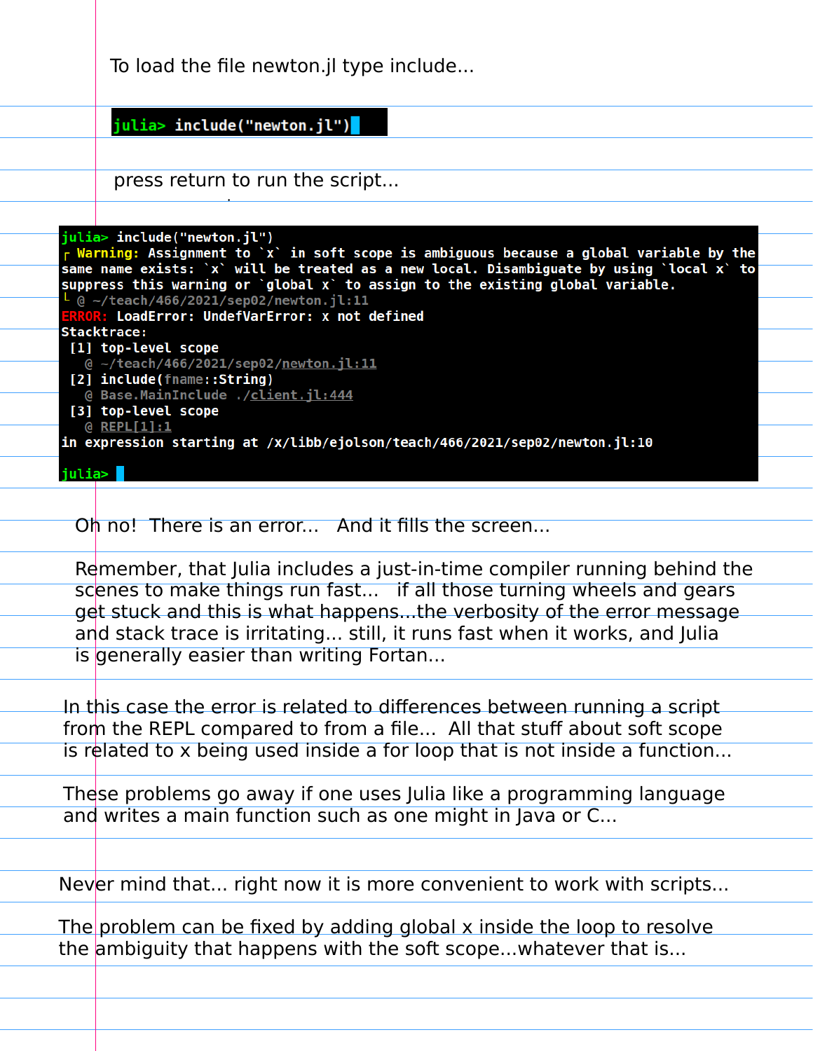To load the file newton.jl type include...

```
julia> include("newton.jl")
```

press return to run the script...

```
julia> include("newton.jl")
┌ Warning: Assignment to `x` in soft scope is ambiguous because a global variable by the
same name exists: `x` will be treated as a new local. Disambiguate by using `local x` to
suppress this warning or `global x` to assign to the existing global variable.
└ @ ~/teach/466/2021/sep02/newton.jl:11
ERROR: LoadError: UndefVarError: x not defined
Stacktrace:
 [1] top-level scope
   @ ~/teach/466/2021/sep02/newton.jl:11
 [2] include(fname::String)
   @ Base.MainInclude ./client.jl:444
 [3] top-level scope
   @ REPL[1]:1
in expression starting at /x/libb/ejolson/teach/466/2021/sep02/newton.jl:10

julia>
```

Oh no! There is an error... And it fills the screen...

Remember, that Julia includes a just-in-time compiler running behind the scenes to make things run fast... if all those turning wheels and gears get stuck and this is what happens...the verbosity of the error message and stack trace is irritating... still, it runs fast when it works, and Julia is generally easier than writing Fortan...

In this case the error is related to differences between running a script from the REPL compared to from a file... All that stuff about soft scope is related to x being used inside a for loop that is not inside a function...

These problems go away if one uses Julia like a programming language and writes a main function such as one might in Java or C...

Never mind that... right now it is more convenient to work with scripts...

The problem can be fixed by adding global x inside the loop to resolve the ambiguity that happens with the soft scope...whatever that is...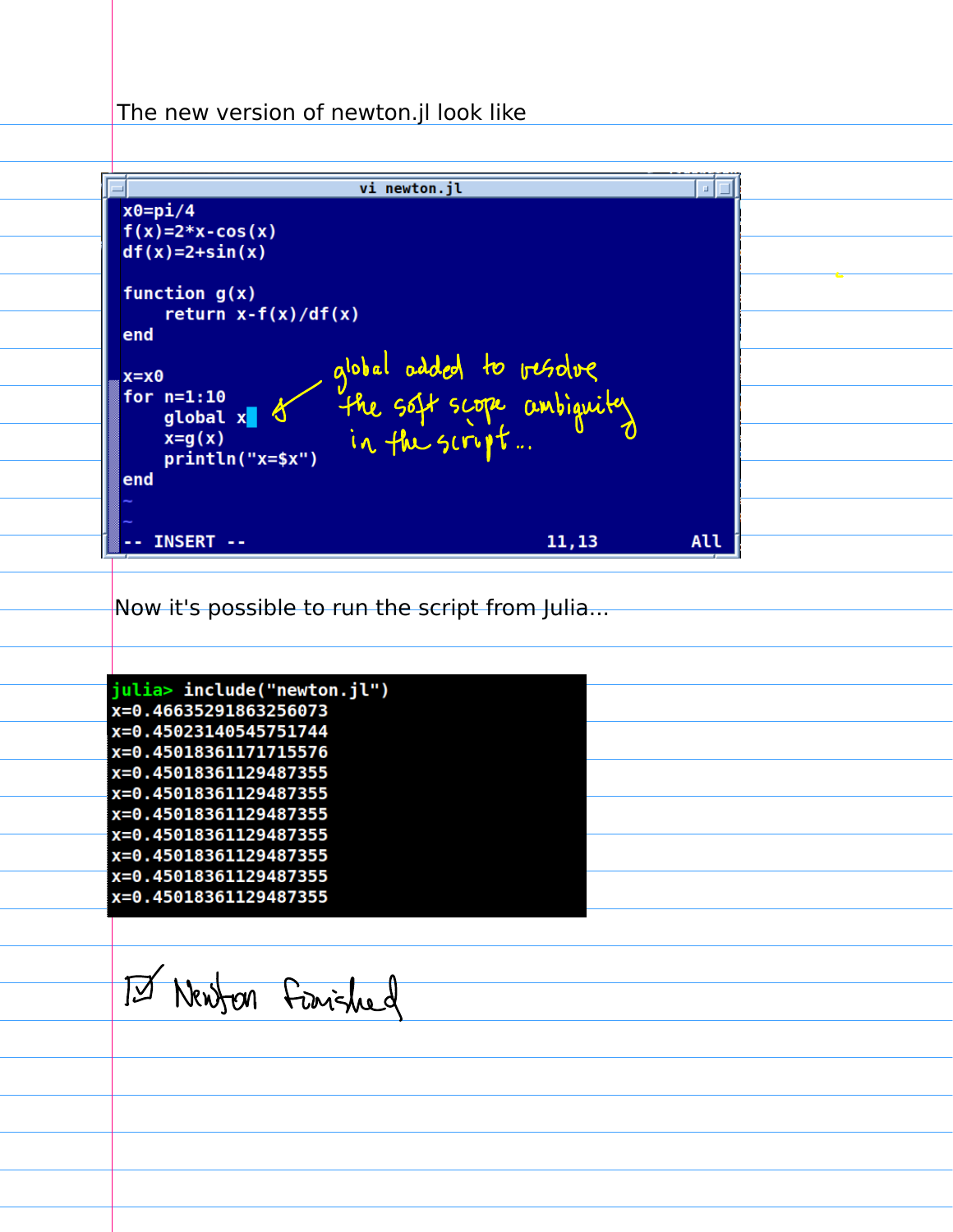The new version of newton.jl look like

```
x0=pi/4
f(x)=2*x-cos(x)
df(x)=2+sin(x)

function g(x)
    return x-f(x)/df(x)
end

x=x0
for n=1:10
    global x
    x=g(x)
    println("x=$x")
end
~
~
-- INSERT --                          11,13          All
```

global added to resolve the soft scope ambiguity in the script...

Now it's possible to run the script from Julia...

```
julia> include("newton.jl")
x=0.4663529186325607
x=0.45023140545751744
x=0.45018361171715576
x=0.45018361129487355
x=0.45018361129487355
x=0.45018361129487355
x=0.45018361129487355
x=0.45018361129487355
x=0.45018361129487355
x=0.45018361129487355
```

☑ Newton finished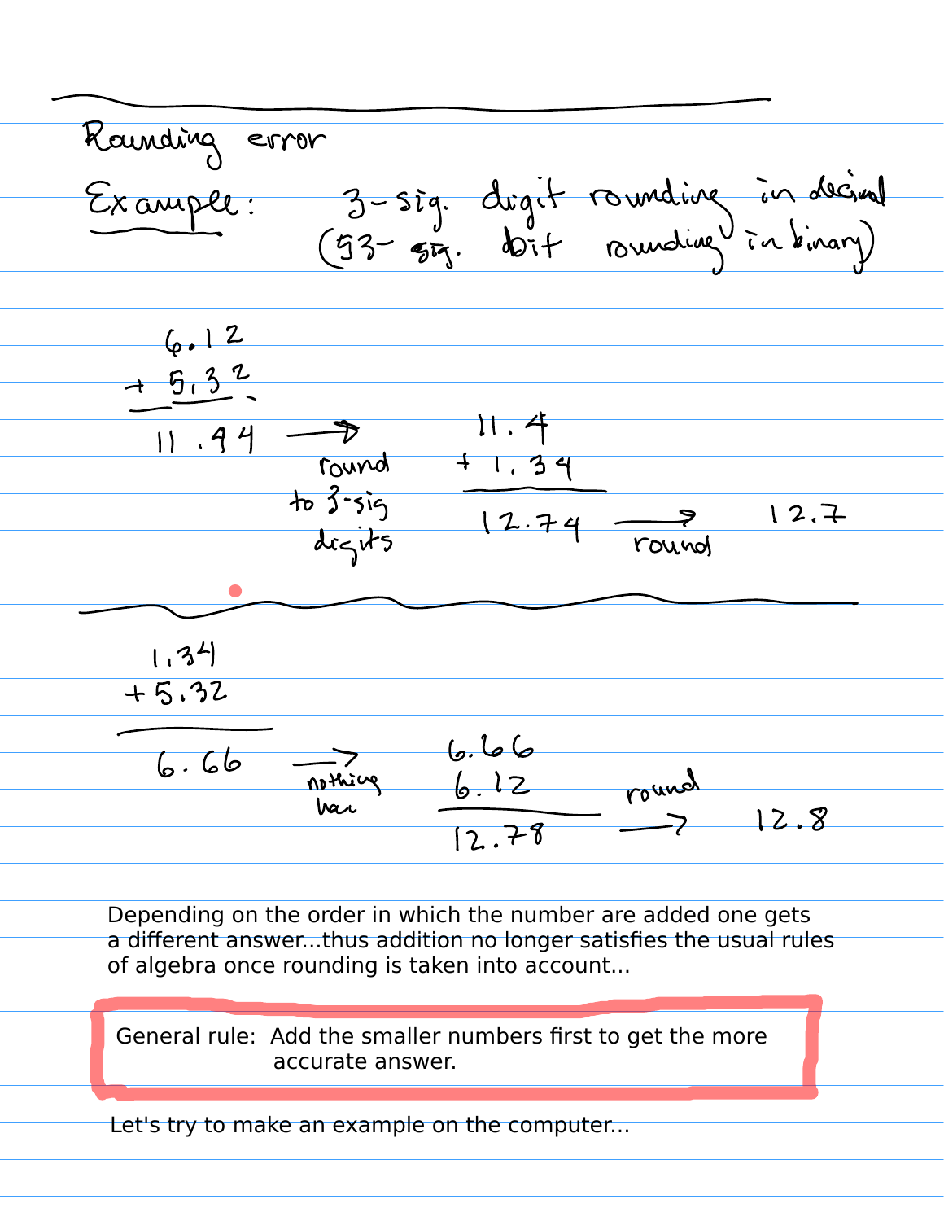## Rounding error

**Example:** 3-sig. digit rounding in decimal (53-sig. bit rounding in binary)

$$
\begin{array}{r}
6.12 \\
+\ 5.32 \\
\hline
11.44
\end{array}
\xrightarrow{\text{round to 3-sig digits}}
\begin{array}{r}
11.4 \\
+\ 1.34 \\
\hline
12.74
\end{array}
\xrightarrow{\text{round}} 12.7
$$

---

$$
\begin{array}{r}
1.34 \\
+\ 5.32 \\
\hline
6.66
\end{array}
\xrightarrow{\text{nothing here}}
\begin{array}{r}
6.66 \\
6.12 \\
\hline
12.78
\end{array}
\xrightarrow{\text{round}} 12.8
$$

Depending on the order in which the number are added one gets a different answer...thus addition no longer satisfies the usual rules of algebra once rounding is taken into account...

> General rule: Add the smaller numbers first to get the more accurate answer.

Let's try to make an example on the computer...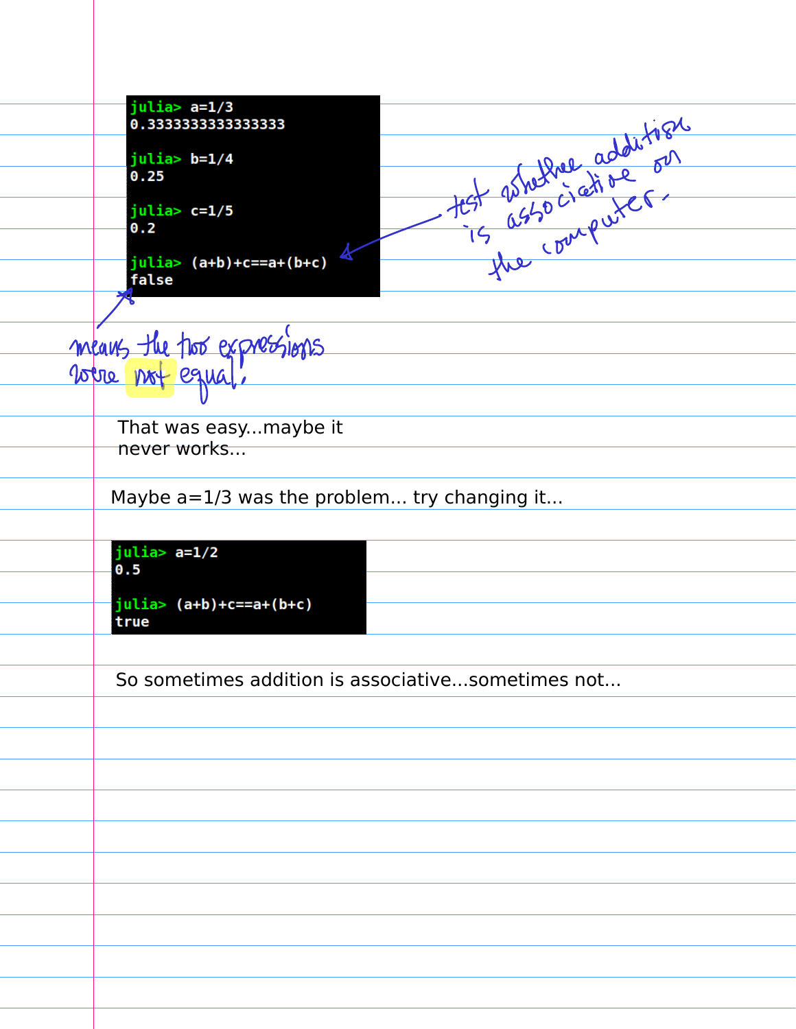```
julia> a=1/3
0.3333333333333333

julia> b=1/4
0.25

julia> c=1/5
0.2

julia> (a+b)+c==a+(b+c)
false
```

test whether addition is associative on the computer.

means the two expressions were **not** equal!

That was easy...maybe it never works...

Maybe a=1/3 was the problem... try changing it...

```
julia> a=1/2
0.5

julia> (a+b)+c==a+(b+c)
true
```

So sometimes addition is associative...sometimes not...